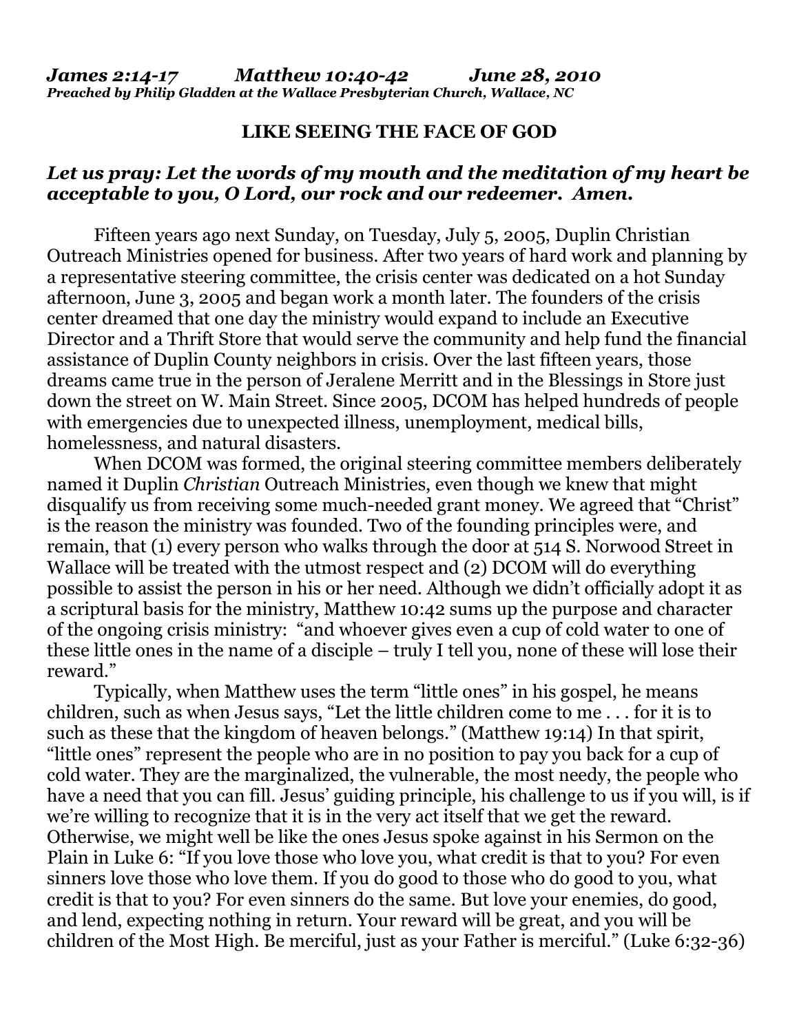***James 2:14-17 Matthew 10:40-42 June 28, 2010***
***Preached by Philip Gladden at the Wallace Presbyterian Church, Wallace, NC***

# LIKE SEEING THE FACE OF GOD

***Let us pray: Let the words of my mouth and the meditation of my heart be acceptable to you, O Lord, our rock and our redeemer. Amen.***

Fifteen years ago next Sunday, on Tuesday, July 5, 2005, Duplin Christian Outreach Ministries opened for business. After two years of hard work and planning by a representative steering committee, the crisis center was dedicated on a hot Sunday afternoon, June 3, 2005 and began work a month later. The founders of the crisis center dreamed that one day the ministry would expand to include an Executive Director and a Thrift Store that would serve the community and help fund the financial assistance of Duplin County neighbors in crisis. Over the last fifteen years, those dreams came true in the person of Jeralene Merritt and in the Blessings in Store just down the street on W. Main Street. Since 2005, DCOM has helped hundreds of people with emergencies due to unexpected illness, unemployment, medical bills, homelessness, and natural disasters.

When DCOM was formed, the original steering committee members deliberately named it Duplin *Christian* Outreach Ministries, even though we knew that might disqualify us from receiving some much-needed grant money. We agreed that "Christ" is the reason the ministry was founded. Two of the founding principles were, and remain, that (1) every person who walks through the door at 514 S. Norwood Street in Wallace will be treated with the utmost respect and (2) DCOM will do everything possible to assist the person in his or her need. Although we didn't officially adopt it as a scriptural basis for the ministry, Matthew 10:42 sums up the purpose and character of the ongoing crisis ministry: "and whoever gives even a cup of cold water to one of these little ones in the name of a disciple – truly I tell you, none of these will lose their reward."

Typically, when Matthew uses the term "little ones" in his gospel, he means children, such as when Jesus says, "Let the little children come to me . . . for it is to such as these that the kingdom of heaven belongs." (Matthew 19:14) In that spirit, "little ones" represent the people who are in no position to pay you back for a cup of cold water. They are the marginalized, the vulnerable, the most needy, the people who have a need that you can fill. Jesus' guiding principle, his challenge to us if you will, is if we're willing to recognize that it is in the very act itself that we get the reward. Otherwise, we might well be like the ones Jesus spoke against in his Sermon on the Plain in Luke 6: "If you love those who love you, what credit is that to you? For even sinners love those who love them. If you do good to those who do good to you, what credit is that to you? For even sinners do the same. But love your enemies, do good, and lend, expecting nothing in return. Your reward will be great, and you will be children of the Most High. Be merciful, just as your Father is merciful." (Luke 6:32-36)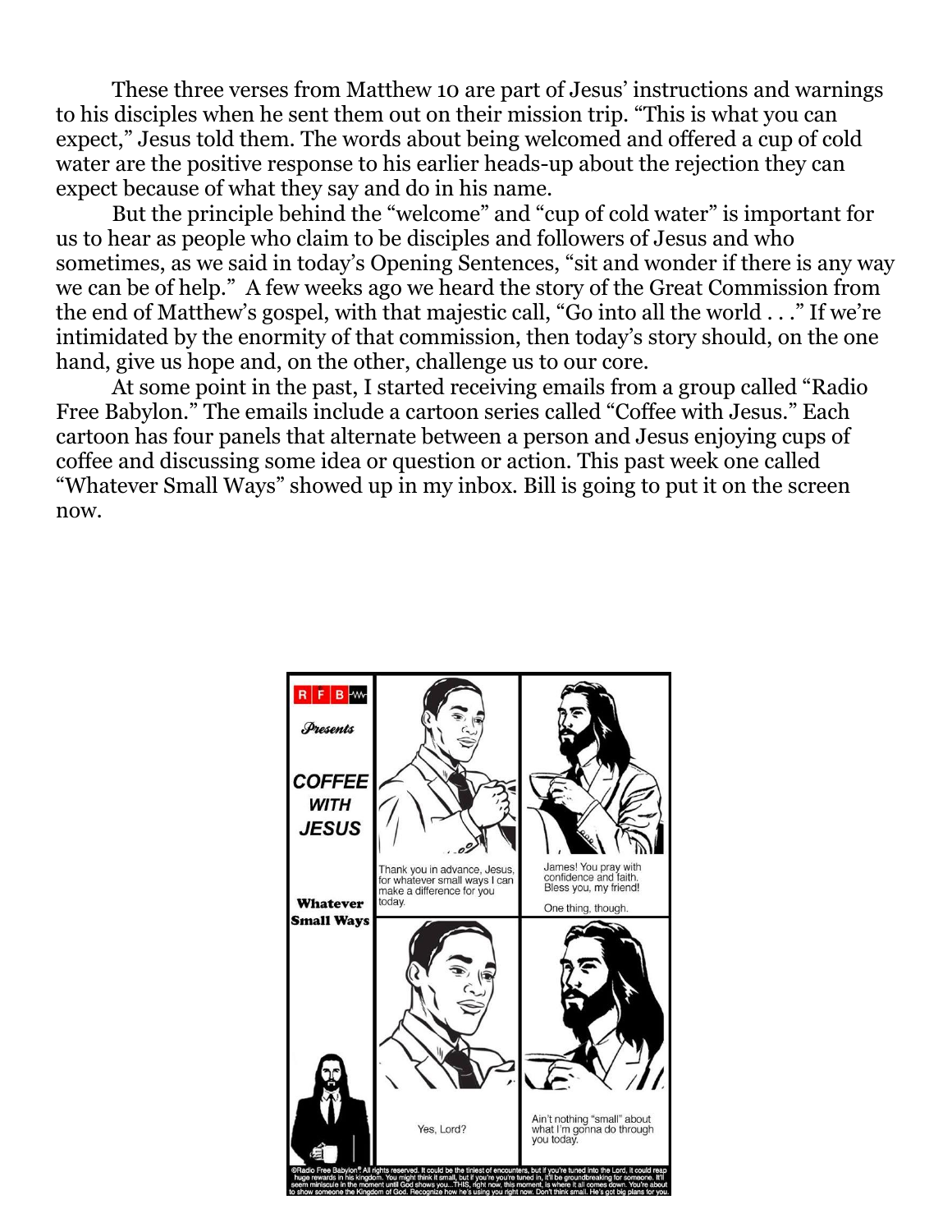These three verses from Matthew 10 are part of Jesus' instructions and warnings to his disciples when he sent them out on their mission trip. "This is what you can expect," Jesus told them. The words about being welcomed and offered a cup of cold water are the positive response to his earlier heads-up about the rejection they can expect because of what they say and do in his name.

But the principle behind the "welcome" and "cup of cold water" is important for us to hear as people who claim to be disciples and followers of Jesus and who sometimes, as we said in today's Opening Sentences, "sit and wonder if there is any way we can be of help." A few weeks ago we heard the story of the Great Commission from the end of Matthew's gospel, with that majestic call, "Go into all the world . . ." If we're intimidated by the enormity of that commission, then today's story should, on the one hand, give us hope and, on the other, challenge us to our core.

At some point in the past, I started receiving emails from a group called "Radio Free Babylon." The emails include a cartoon series called "Coffee with Jesus." Each cartoon has four panels that alternate between a person and Jesus enjoying cups of coffee and discussing some idea or question or action. This past week one called "Whatever Small Ways" showed up in my inbox. Bill is going to put it on the screen now.

RFB Presents

**COFFEE WITH JESUS**

**Whatever Small Ways**

Thank you in advance, Jesus, for whatever small ways I can make a difference for you today.

James! You pray with confidence and faith. Bless you, my friend!

One thing, though.

Yes, Lord?

Ain't nothing "small" about what I'm gonna do through you today.

©Radio Free Babylon® All rights reserved. It could be the tiniest of encounters, but if you're tuned into the Lord, it could reap huge rewards in his kingdom. You might think it small, but if you're you're tuned in, it'll be groundbreaking for someone. It'll seem miniscule in the moment until God shows you...THIS, right now, this moment, is where it all comes down. You're about to show someone the Kingdom of God. Recognize how he's using you right now. Don't think small. He's got big plans for you.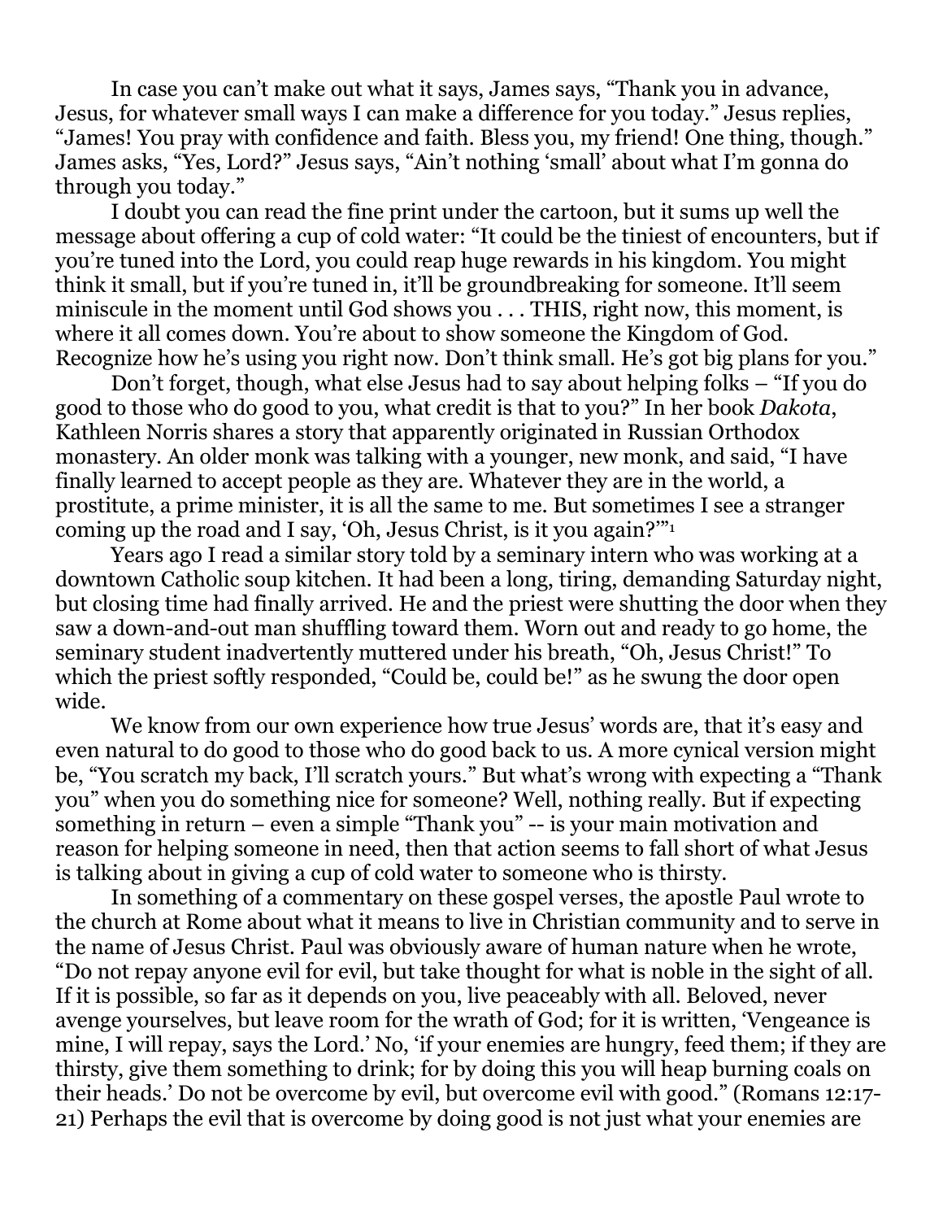In case you can't make out what it says, James says, "Thank you in advance, Jesus, for whatever small ways I can make a difference for you today." Jesus replies, "James! You pray with confidence and faith. Bless you, my friend! One thing, though." James asks, "Yes, Lord?" Jesus says, "Ain't nothing 'small' about what I'm gonna do through you today."

I doubt you can read the fine print under the cartoon, but it sums up well the message about offering a cup of cold water: "It could be the tiniest of encounters, but if you're tuned into the Lord, you could reap huge rewards in his kingdom. You might think it small, but if you're tuned in, it'll be groundbreaking for someone. It'll seem miniscule in the moment until God shows you . . . THIS, right now, this moment, is where it all comes down. You're about to show someone the Kingdom of God. Recognize how he's using you right now. Don't think small. He's got big plans for you."

Don't forget, though, what else Jesus had to say about helping folks – "If you do good to those who do good to you, what credit is that to you?" In her book *Dakota*, Kathleen Norris shares a story that apparently originated in Russian Orthodox monastery. An older monk was talking with a younger, new monk, and said, "I have finally learned to accept people as they are. Whatever they are in the world, a prostitute, a prime minister, it is all the same to me. But sometimes I see a stranger coming up the road and I say, 'Oh, Jesus Christ, is it you again?'"[1]

Years ago I read a similar story told by a seminary intern who was working at a downtown Catholic soup kitchen. It had been a long, tiring, demanding Saturday night, but closing time had finally arrived. He and the priest were shutting the door when they saw a down-and-out man shuffling toward them. Worn out and ready to go home, the seminary student inadvertently muttered under his breath, "Oh, Jesus Christ!" To which the priest softly responded, "Could be, could be!" as he swung the door open wide.

We know from our own experience how true Jesus' words are, that it's easy and even natural to do good to those who do good back to us. A more cynical version might be, "You scratch my back, I'll scratch yours." But what's wrong with expecting a "Thank you" when you do something nice for someone? Well, nothing really. But if expecting something in return – even a simple "Thank you" -- is your main motivation and reason for helping someone in need, then that action seems to fall short of what Jesus is talking about in giving a cup of cold water to someone who is thirsty.

In something of a commentary on these gospel verses, the apostle Paul wrote to the church at Rome about what it means to live in Christian community and to serve in the name of Jesus Christ. Paul was obviously aware of human nature when he wrote, "Do not repay anyone evil for evil, but take thought for what is noble in the sight of all. If it is possible, so far as it depends on you, live peaceably with all. Beloved, never avenge yourselves, but leave room for the wrath of God; for it is written, 'Vengeance is mine, I will repay, says the Lord.' No, 'if your enemies are hungry, feed them; if they are thirsty, give them something to drink; for by doing this you will heap burning coals on their heads.' Do not be overcome by evil, but overcome evil with good." (Romans 12:17-21) Perhaps the evil that is overcome by doing good is not just what your enemies are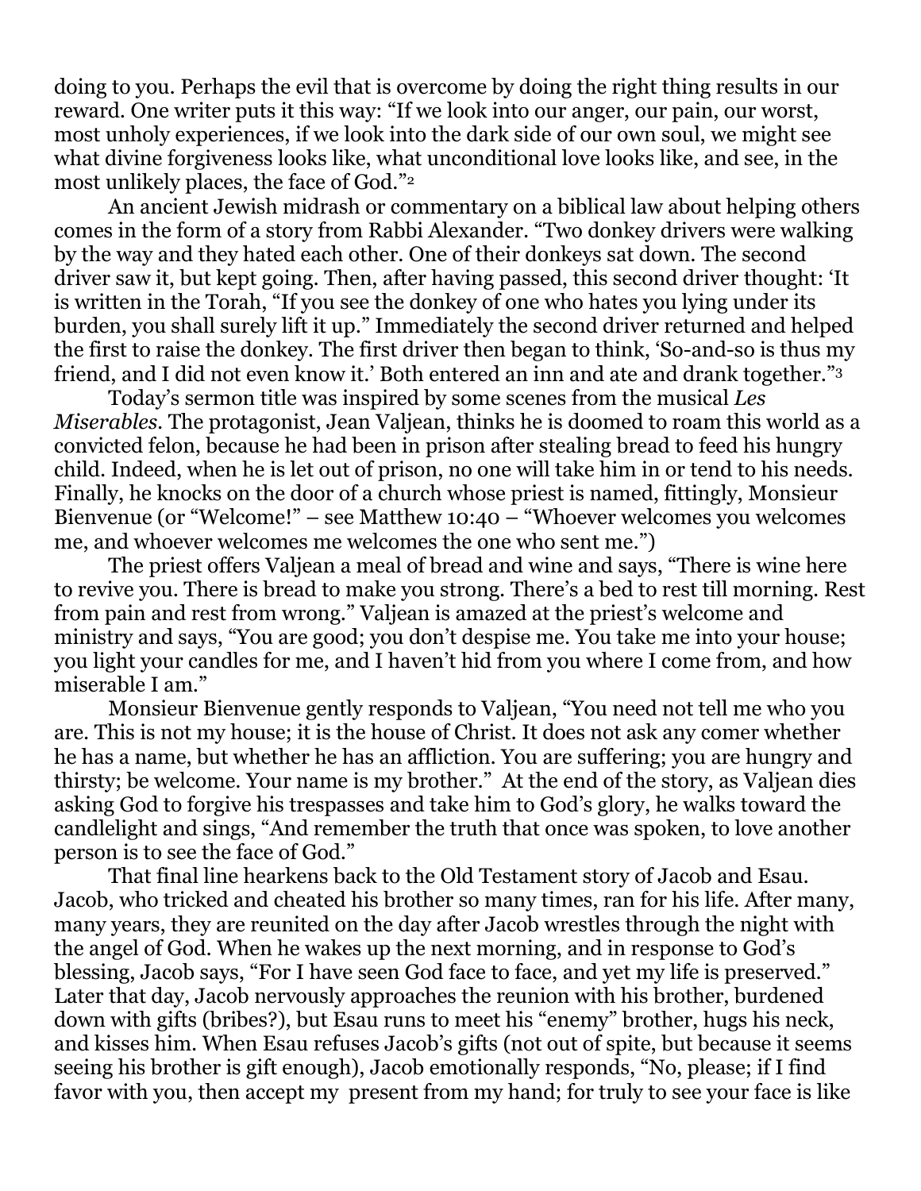doing to you. Perhaps the evil that is overcome by doing the right thing results in our reward. One writer puts it this way: "If we look into our anger, our pain, our worst, most unholy experiences, if we look into the dark side of our own soul, we might see what divine forgiveness looks like, what unconditional love looks like, and see, in the most unlikely places, the face of God."[2]

An ancient Jewish midrash or commentary on a biblical law about helping others comes in the form of a story from Rabbi Alexander. "Two donkey drivers were walking by the way and they hated each other. One of their donkeys sat down. The second driver saw it, but kept going. Then, after having passed, this second driver thought: 'It is written in the Torah, "If you see the donkey of one who hates you lying under its burden, you shall surely lift it up." Immediately the second driver returned and helped the first to raise the donkey. The first driver then began to think, 'So-and-so is thus my friend, and I did not even know it.' Both entered an inn and ate and drank together."[3]

Today's sermon title was inspired by some scenes from the musical *Les Miserables*. The protagonist, Jean Valjean, thinks he is doomed to roam this world as a convicted felon, because he had been in prison after stealing bread to feed his hungry child. Indeed, when he is let out of prison, no one will take him in or tend to his needs. Finally, he knocks on the door of a church whose priest is named, fittingly, Monsieur Bienvenue (or "Welcome!" – see Matthew 10:40 – "Whoever welcomes you welcomes me, and whoever welcomes me welcomes the one who sent me.")

The priest offers Valjean a meal of bread and wine and says, "There is wine here to revive you. There is bread to make you strong. There's a bed to rest till morning. Rest from pain and rest from wrong." Valjean is amazed at the priest's welcome and ministry and says, "You are good; you don't despise me. You take me into your house; you light your candles for me, and I haven't hid from you where I come from, and how miserable I am."

Monsieur Bienvenue gently responds to Valjean, "You need not tell me who you are. This is not my house; it is the house of Christ. It does not ask any comer whether he has a name, but whether he has an affliction. You are suffering; you are hungry and thirsty; be welcome. Your name is my brother." At the end of the story, as Valjean dies asking God to forgive his trespasses and take him to God's glory, he walks toward the candlelight and sings, "And remember the truth that once was spoken, to love another person is to see the face of God."

That final line hearkens back to the Old Testament story of Jacob and Esau. Jacob, who tricked and cheated his brother so many times, ran for his life. After many, many years, they are reunited on the day after Jacob wrestles through the night with the angel of God. When he wakes up the next morning, and in response to God's blessing, Jacob says, "For I have seen God face to face, and yet my life is preserved." Later that day, Jacob nervously approaches the reunion with his brother, burdened down with gifts (bribes?), but Esau runs to meet his "enemy" brother, hugs his neck, and kisses him. When Esau refuses Jacob's gifts (not out of spite, but because it seems seeing his brother is gift enough), Jacob emotionally responds, "No, please; if I find favor with you, then accept my present from my hand; for truly to see your face is like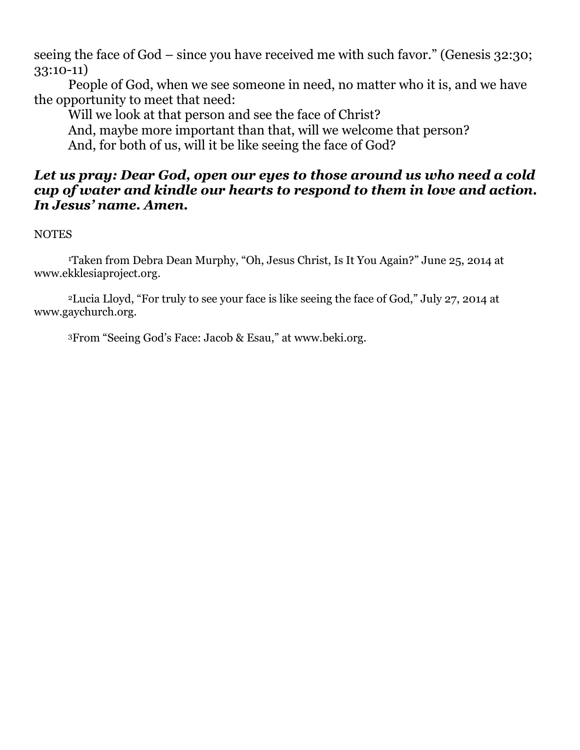seeing the face of God – since you have received me with such favor." (Genesis 32:30; 33:10-11)

People of God, when we see someone in need, no matter who it is, and we have the opportunity to meet that need:

Will we look at that person and see the face of Christ?

And, maybe more important than that, will we welcome that person?

And, for both of us, will it be like seeing the face of God?

***Let us pray: Dear God, open our eyes to those around us who need a cold cup of water and kindle our hearts to respond to them in love and action. In Jesus' name. Amen.***

NOTES

[1]Taken from Debra Dean Murphy, "Oh, Jesus Christ, Is It You Again?" June 25, 2014 at www.ekklesiaproject.org.

[2]Lucia Lloyd, "For truly to see your face is like seeing the face of God," July 27, 2014 at www.gaychurch.org.

[3]From "Seeing God's Face: Jacob & Esau," at www.beki.org.